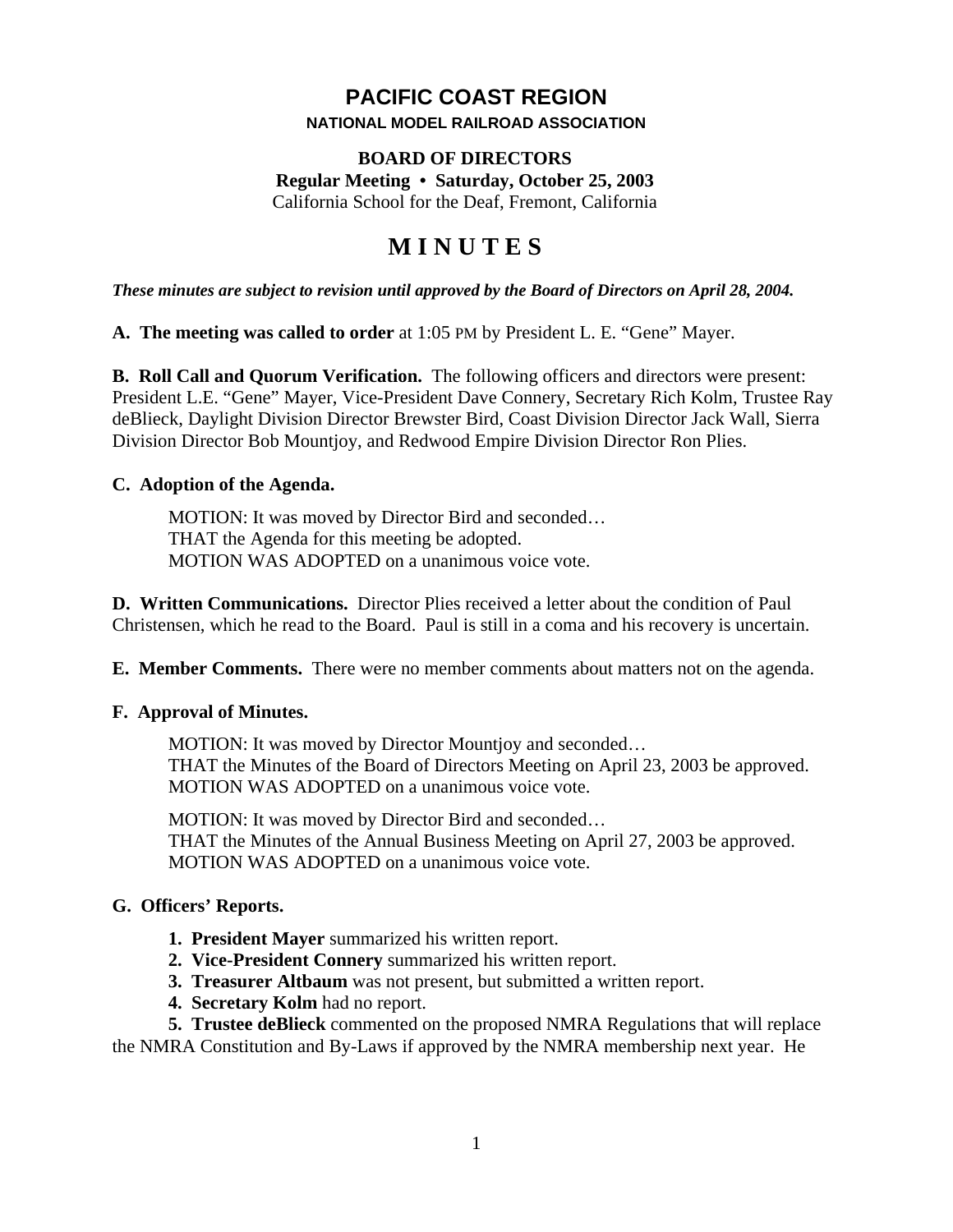# PACIFIC COAST REGION

**NATIONAL MODEL RAILROAD ASSOCIATION**

**BOARD OF DIRECTORS**
**Regular Meeting • Saturday, October 25, 2003**
California School for the Deaf, Fremont, California

# M I N U T E S

***These minutes are subject to revision until approved by the Board of Directors on April 28, 2004.***

**A. The meeting was called to order** at 1:05 PM by President L. E. "Gene" Mayer.

**B. Roll Call and Quorum Verification.** The following officers and directors were present: President L.E. "Gene" Mayer, Vice-President Dave Connery, Secretary Rich Kolm, Trustee Ray deBlieck, Daylight Division Director Brewster Bird, Coast Division Director Jack Wall, Sierra Division Director Bob Mountjoy, and Redwood Empire Division Director Ron Plies.

**C. Adoption of the Agenda.**

MOTION: It was moved by Director Bird and seconded…
THAT the Agenda for this meeting be adopted.
MOTION WAS ADOPTED on a unanimous voice vote.

**D. Written Communications.** Director Plies received a letter about the condition of Paul Christensen, which he read to the Board. Paul is still in a coma and his recovery is uncertain.

**E. Member Comments.** There were no member comments about matters not on the agenda.

**F. Approval of Minutes.**

MOTION: It was moved by Director Mountjoy and seconded…
THAT the Minutes of the Board of Directors Meeting on April 23, 2003 be approved.
MOTION WAS ADOPTED on a unanimous voice vote.

MOTION: It was moved by Director Bird and seconded…
THAT the Minutes of the Annual Business Meeting on April 27, 2003 be approved.
MOTION WAS ADOPTED on a unanimous voice vote.

**G. Officers' Reports.**

1. **President Mayer** summarized his written report.
2. **Vice-President Connery** summarized his written report.
3. **Treasurer Altbaum** was not present, but submitted a written report.
4. **Secretary Kolm** had no report.
5. **Trustee deBlieck** commented on the proposed NMRA Regulations that will replace the NMRA Constitution and By-Laws if approved by the NMRA membership next year. He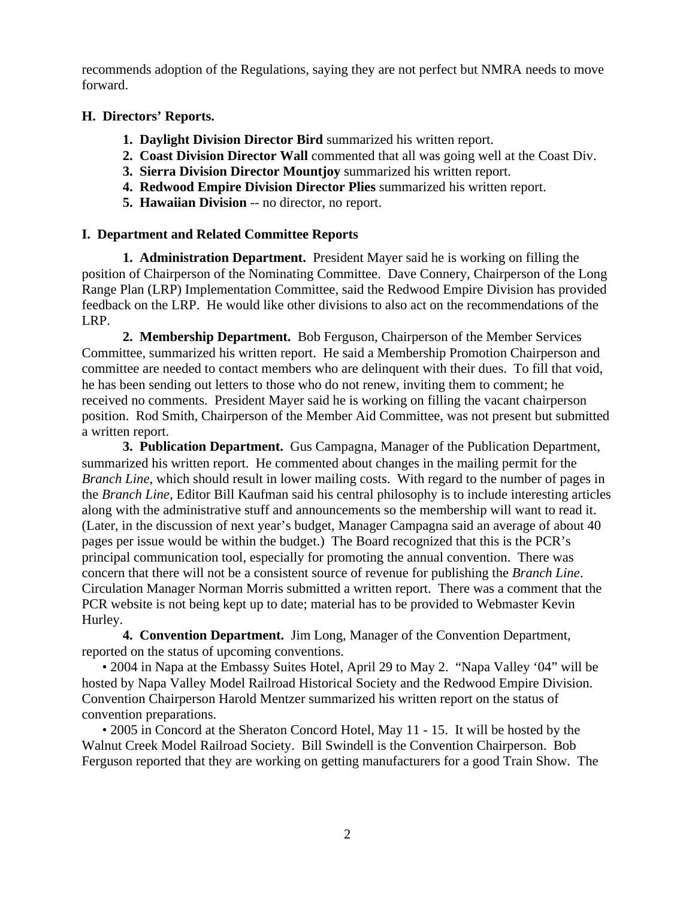recommends adoption of the Regulations, saying they are not perfect but NMRA needs to move forward.

**H. Directors' Reports.**

1. **Daylight Division Director Bird** summarized his written report.
2. **Coast Division Director Wall** commented that all was going well at the Coast Div.
3. **Sierra Division Director Mountjoy** summarized his written report.
4. **Redwood Empire Division Director Plies** summarized his written report.
5. **Hawaiian Division** -- no director, no report.

**I. Department and Related Committee Reports**

**1. Administration Department.** President Mayer said he is working on filling the position of Chairperson of the Nominating Committee. Dave Connery, Chairperson of the Long Range Plan (LRP) Implementation Committee, said the Redwood Empire Division has provided feedback on the LRP. He would like other divisions to also act on the recommendations of the LRP.

**2. Membership Department.** Bob Ferguson, Chairperson of the Member Services Committee, summarized his written report. He said a Membership Promotion Chairperson and committee are needed to contact members who are delinquent with their dues. To fill that void, he has been sending out letters to those who do not renew, inviting them to comment; he received no comments. President Mayer said he is working on filling the vacant chairperson position. Rod Smith, Chairperson of the Member Aid Committee, was not present but submitted a written report.

**3. Publication Department.** Gus Campagna, Manager of the Publication Department, summarized his written report. He commented about changes in the mailing permit for the *Branch Line*, which should result in lower mailing costs. With regard to the number of pages in the *Branch Line*, Editor Bill Kaufman said his central philosophy is to include interesting articles along with the administrative stuff and announcements so the membership will want to read it. (Later, in the discussion of next year's budget, Manager Campagna said an average of about 40 pages per issue would be within the budget.) The Board recognized that this is the PCR's principal communication tool, especially for promoting the annual convention. There was concern that there will not be a consistent source of revenue for publishing the *Branch Line*. Circulation Manager Norman Morris submitted a written report. There was a comment that the PCR website is not being kept up to date; material has to be provided to Webmaster Kevin Hurley.

**4. Convention Department.** Jim Long, Manager of the Convention Department, reported on the status of upcoming conventions.

- 2004 in Napa at the Embassy Suites Hotel, April 29 to May 2. "Napa Valley '04" will be hosted by Napa Valley Model Railroad Historical Society and the Redwood Empire Division. Convention Chairperson Harold Mentzer summarized his written report on the status of convention preparations.
- 2005 in Concord at the Sheraton Concord Hotel, May 11 - 15. It will be hosted by the Walnut Creek Model Railroad Society. Bill Swindell is the Convention Chairperson. Bob Ferguson reported that they are working on getting manufacturers for a good Train Show. The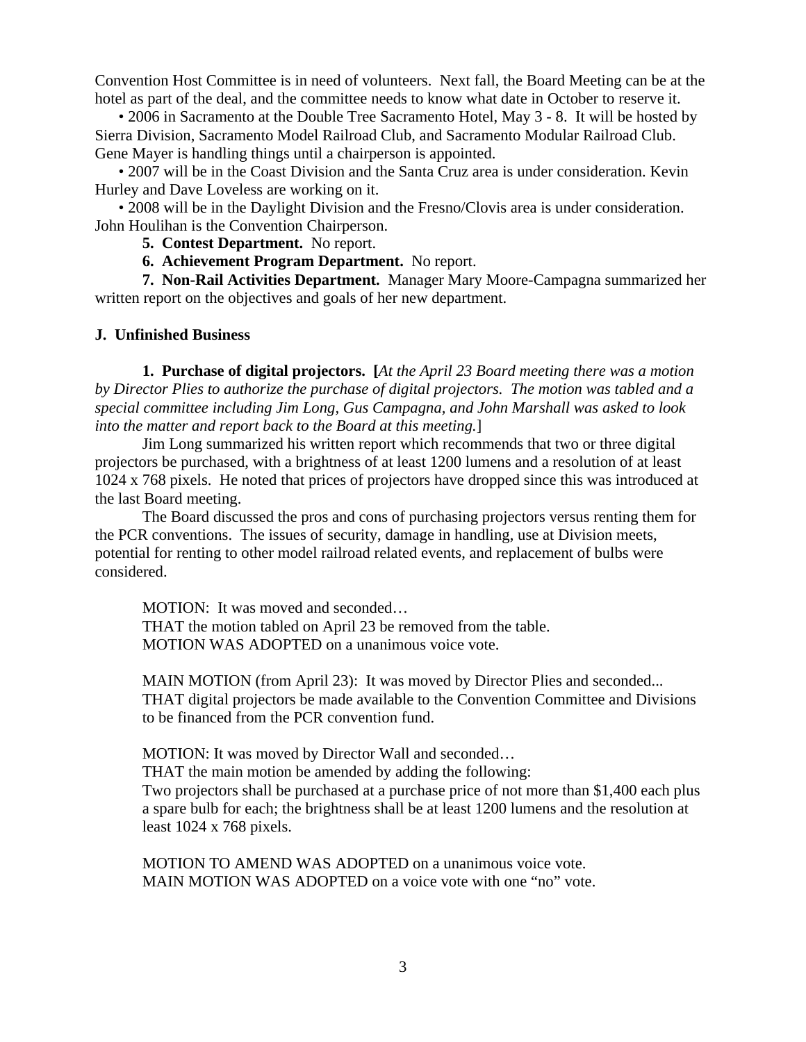Convention Host Committee is in need of volunteers. Next fall, the Board Meeting can be at the hotel as part of the deal, and the committee needs to know what date in October to reserve it.

• 2006 in Sacramento at the Double Tree Sacramento Hotel, May 3 - 8. It will be hosted by Sierra Division, Sacramento Model Railroad Club, and Sacramento Modular Railroad Club. Gene Mayer is handling things until a chairperson is appointed.

• 2007 will be in the Coast Division and the Santa Cruz area is under consideration. Kevin Hurley and Dave Loveless are working on it.

• 2008 will be in the Daylight Division and the Fresno/Clovis area is under consideration. John Houlihan is the Convention Chairperson.

**5. Contest Department.** No report.

**6. Achievement Program Department.** No report.

**7. Non-Rail Activities Department.** Manager Mary Moore-Campagna summarized her written report on the objectives and goals of her new department.

### J. Unfinished Business

**1. Purchase of digital projectors. [***At the April 23 Board meeting there was a motion by Director Plies to authorize the purchase of digital projectors. The motion was tabled and a special committee including Jim Long, Gus Campagna, and John Marshall was asked to look into the matter and report back to the Board at this meeting.*]

Jim Long summarized his written report which recommends that two or three digital projectors be purchased, with a brightness of at least 1200 lumens and a resolution of at least 1024 x 768 pixels. He noted that prices of projectors have dropped since this was introduced at the last Board meeting.

The Board discussed the pros and cons of purchasing projectors versus renting them for the PCR conventions. The issues of security, damage in handling, use at Division meets, potential for renting to other model railroad related events, and replacement of bulbs were considered.

MOTION: It was moved and seconded…
THAT the motion tabled on April 23 be removed from the table.
MOTION WAS ADOPTED on a unanimous voice vote.

MAIN MOTION (from April 23): It was moved by Director Plies and seconded...
THAT digital projectors be made available to the Convention Committee and Divisions to be financed from the PCR convention fund.

MOTION: It was moved by Director Wall and seconded…
THAT the main motion be amended by adding the following:
Two projectors shall be purchased at a purchase price of not more than $1,400 each plus a spare bulb for each; the brightness shall be at least 1200 lumens and the resolution at least 1024 x 768 pixels.

MOTION TO AMEND WAS ADOPTED on a unanimous voice vote.
MAIN MOTION WAS ADOPTED on a voice vote with one "no" vote.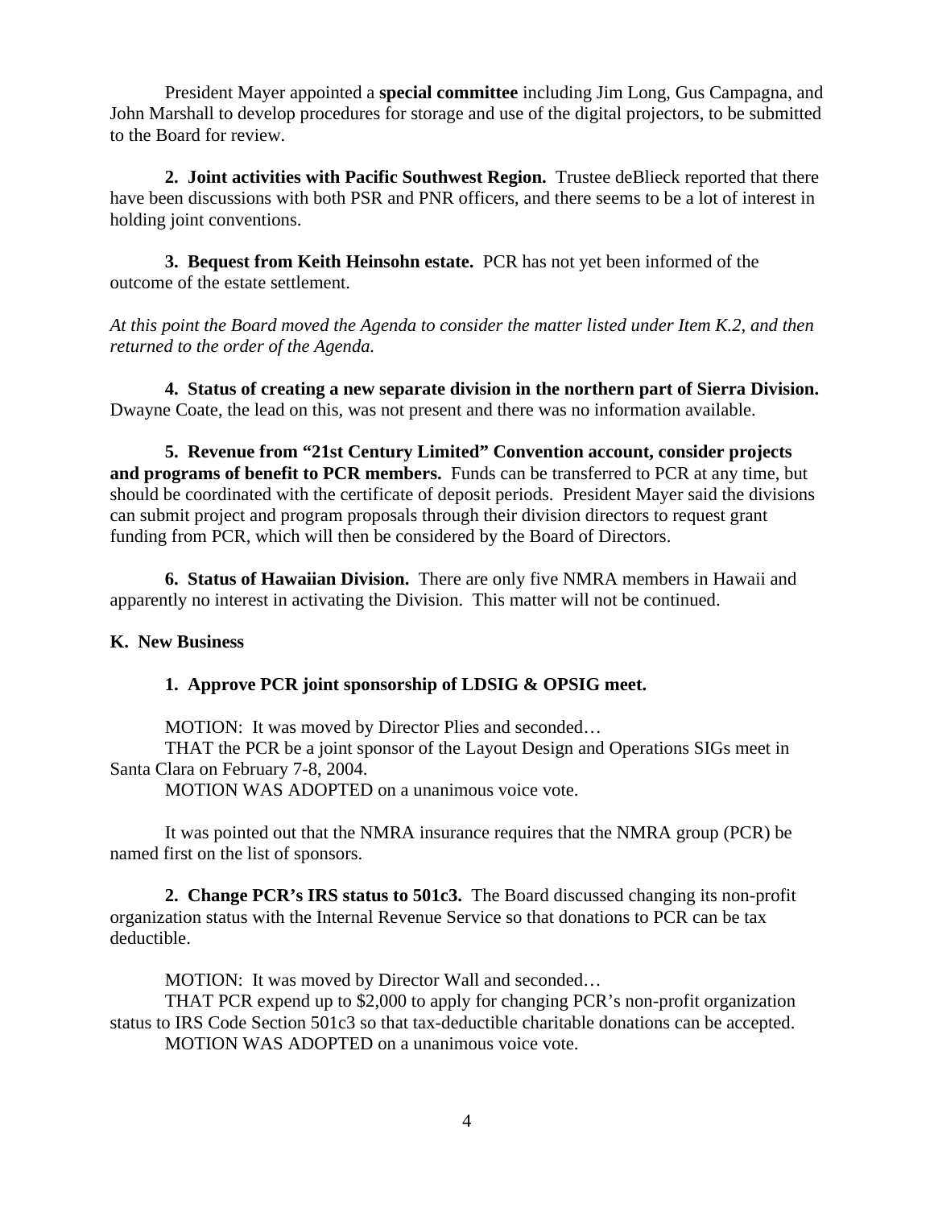President Mayer appointed a **special committee** including Jim Long, Gus Campagna, and John Marshall to develop procedures for storage and use of the digital projectors, to be submitted to the Board for review.

**2. Joint activities with Pacific Southwest Region.** Trustee deBlieck reported that there have been discussions with both PSR and PNR officers, and there seems to be a lot of interest in holding joint conventions.

**3. Bequest from Keith Heinsohn estate.** PCR has not yet been informed of the outcome of the estate settlement.

*At this point the Board moved the Agenda to consider the matter listed under Item K.2, and then returned to the order of the Agenda.*

**4. Status of creating a new separate division in the northern part of Sierra Division.** Dwayne Coate, the lead on this, was not present and there was no information available.

**5. Revenue from "21st Century Limited" Convention account, consider projects and programs of benefit to PCR members.** Funds can be transferred to PCR at any time, but should be coordinated with the certificate of deposit periods. President Mayer said the divisions can submit project and program proposals through their division directors to request grant funding from PCR, which will then be considered by the Board of Directors.

**6. Status of Hawaiian Division.** There are only five NMRA members in Hawaii and apparently no interest in activating the Division. This matter will not be continued.

**K. New Business**

**1. Approve PCR joint sponsorship of LDSIG & OPSIG meet.**

MOTION: It was moved by Director Plies and seconded…
THAT the PCR be a joint sponsor of the Layout Design and Operations SIGs meet in Santa Clara on February 7-8, 2004.
MOTION WAS ADOPTED on a unanimous voice vote.

It was pointed out that the NMRA insurance requires that the NMRA group (PCR) be named first on the list of sponsors.

**2. Change PCR's IRS status to 501c3.** The Board discussed changing its non-profit organization status with the Internal Revenue Service so that donations to PCR can be tax deductible.

MOTION: It was moved by Director Wall and seconded…
THAT PCR expend up to $2,000 to apply for changing PCR's non-profit organization status to IRS Code Section 501c3 so that tax-deductible charitable donations can be accepted.
MOTION WAS ADOPTED on a unanimous voice vote.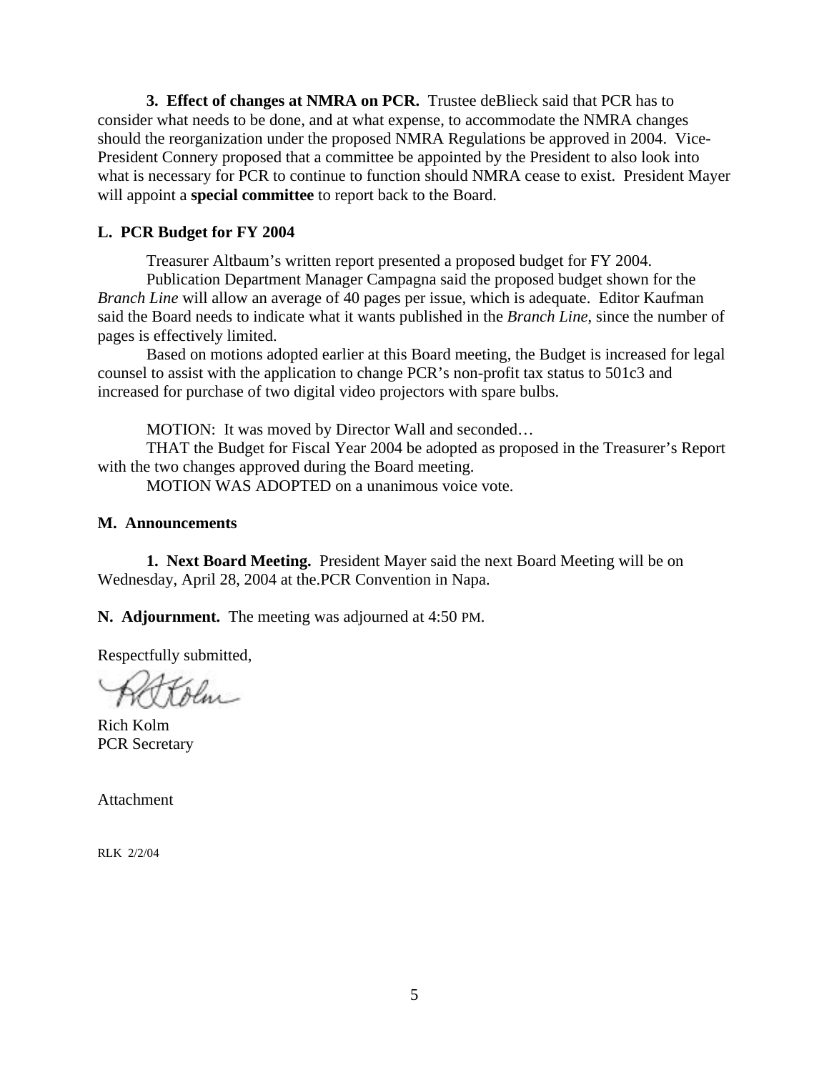**3. Effect of changes at NMRA on PCR.** Trustee deBlieck said that PCR has to consider what needs to be done, and at what expense, to accommodate the NMRA changes should the reorganization under the proposed NMRA Regulations be approved in 2004. Vice-President Connery proposed that a committee be appointed by the President to also look into what is necessary for PCR to continue to function should NMRA cease to exist. President Mayer will appoint a **special committee** to report back to the Board.

**L. PCR Budget for FY 2004**

Treasurer Altbaum's written report presented a proposed budget for FY 2004.

Publication Department Manager Campagna said the proposed budget shown for the *Branch Line* will allow an average of 40 pages per issue, which is adequate. Editor Kaufman said the Board needs to indicate what it wants published in the *Branch Line*, since the number of pages is effectively limited.

Based on motions adopted earlier at this Board meeting, the Budget is increased for legal counsel to assist with the application to change PCR's non-profit tax status to 501c3 and increased for purchase of two digital video projectors with spare bulbs.

MOTION: It was moved by Director Wall and seconded…

THAT the Budget for Fiscal Year 2004 be adopted as proposed in the Treasurer's Report with the two changes approved during the Board meeting.

MOTION WAS ADOPTED on a unanimous voice vote.

**M. Announcements**

**1. Next Board Meeting.** President Mayer said the next Board Meeting will be on Wednesday, April 28, 2004 at the.PCR Convention in Napa.

**N. Adjournment.** The meeting was adjourned at 4:50 PM.

Respectfully submitted,

Rich Kolm
PCR Secretary

Attachment

RLK 2/2/04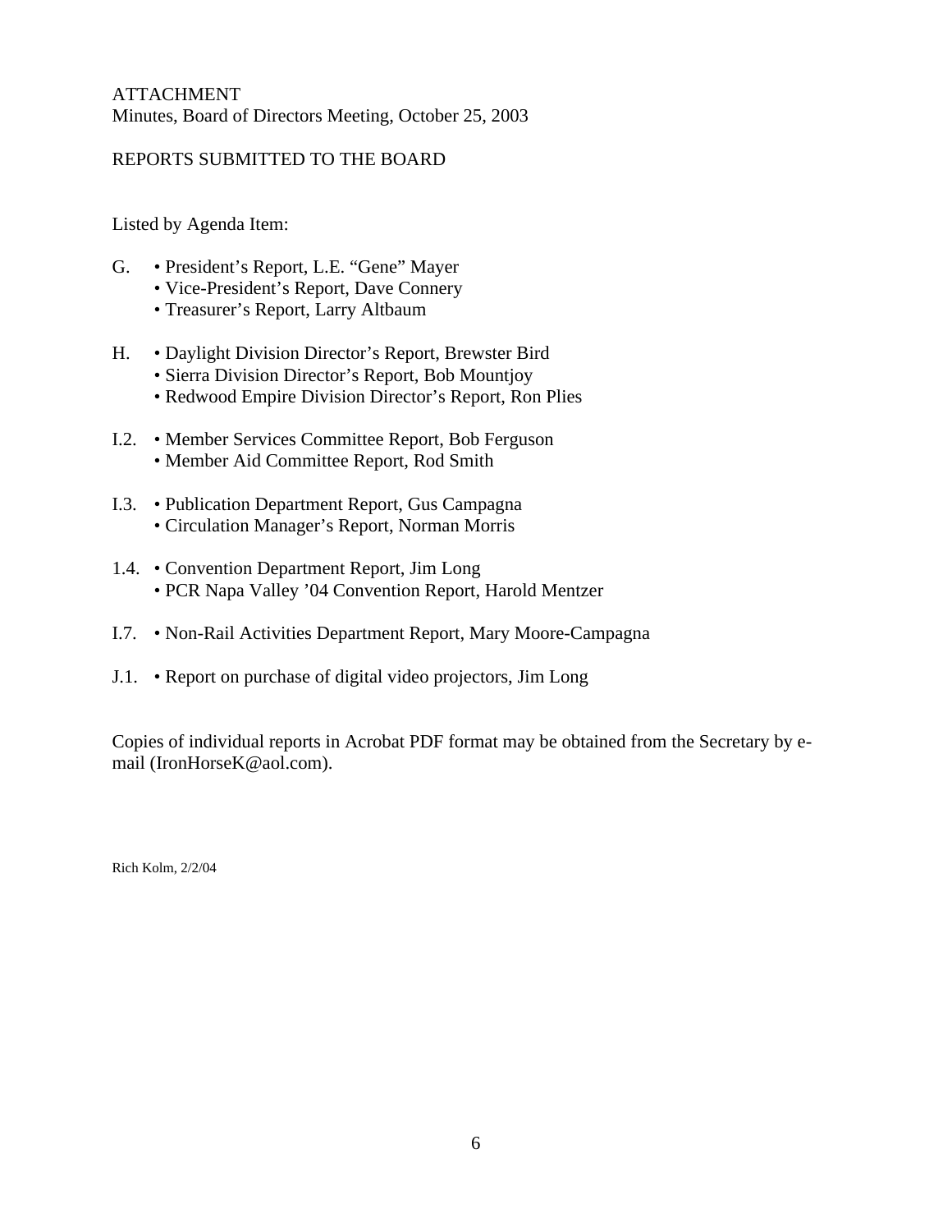ATTACHMENT
Minutes, Board of Directors Meeting, October 25, 2003

REPORTS SUBMITTED TO THE BOARD

Listed by Agenda Item:

G. • President's Report, L.E. "Gene" Mayer
 • Vice-President's Report, Dave Connery
 • Treasurer's Report, Larry Altbaum

H. • Daylight Division Director's Report, Brewster Bird
 • Sierra Division Director's Report, Bob Mountjoy
 • Redwood Empire Division Director's Report, Ron Plies

I.2. • Member Services Committee Report, Bob Ferguson
 • Member Aid Committee Report, Rod Smith

I.3. • Publication Department Report, Gus Campagna
 • Circulation Manager's Report, Norman Morris

1.4. • Convention Department Report, Jim Long
 • PCR Napa Valley '04 Convention Report, Harold Mentzer

I.7. • Non-Rail Activities Department Report, Mary Moore-Campagna

J.1. • Report on purchase of digital video projectors, Jim Long

Copies of individual reports in Acrobat PDF format may be obtained from the Secretary by e-mail (IronHorseK@aol.com).

Rich Kolm, 2/2/04